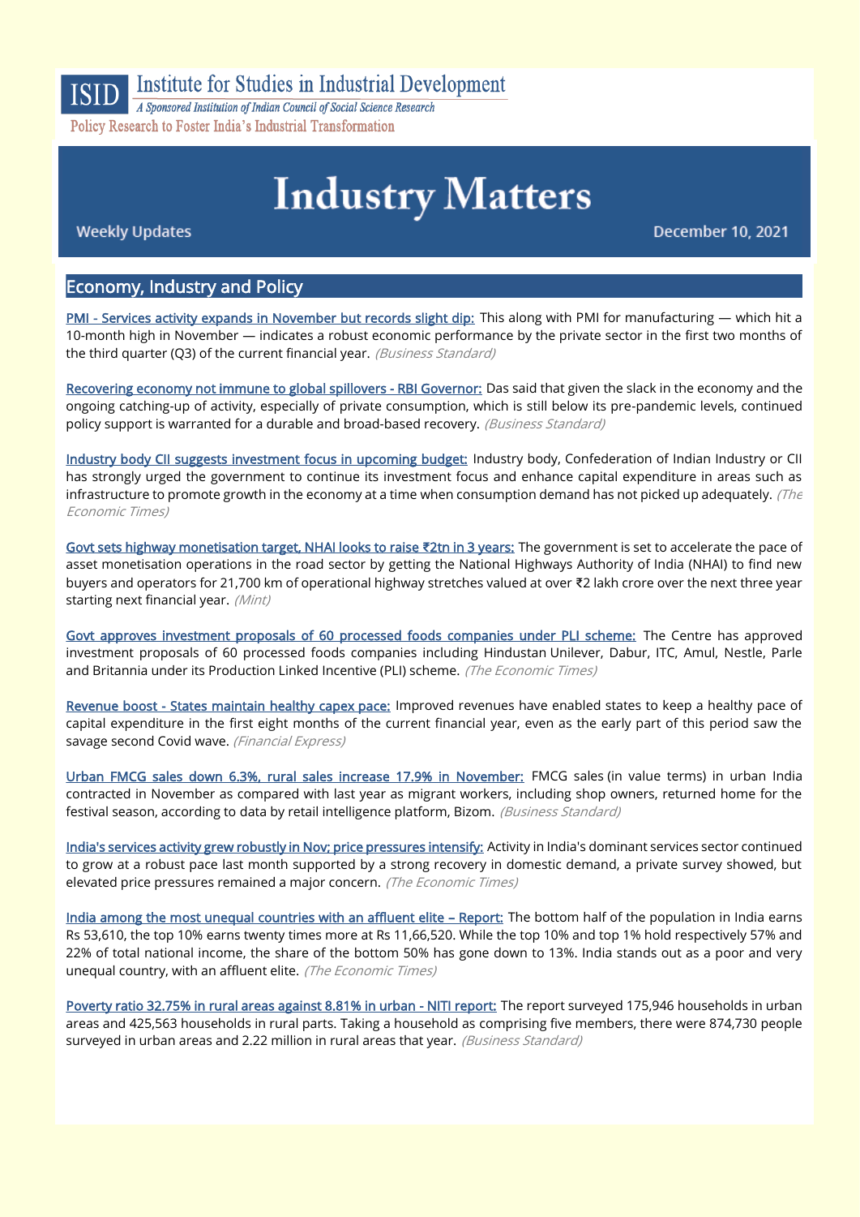ISID Institute for Studies in Industrial Development

*A Sponsored Institution of Indian Council of Social Science Research*

Policy Research to Foster India's Industrial Transformation

# Industry Matters

Weekly Updates

December 10, 2021

## Economy, Industry and Policy

PMI - Services activity expands in November but records slight dip: This along with PMI for manufacturing — which hit a 10-month high in November — indicates a robust economic performance by the private sector in the first two months of the third quarter (Q3) of the current financial year. *(Business Standard)*

Recovering economy not immune to global spillovers - RBI Governor: Das said that given the slack in the economy and the ongoing catching-up of activity, especially of private consumption, which is still below its pre-pandemic levels, continued policy support is warranted for a durable and broad-based recovery. *(Business Standard)*

Industry body CII suggests investment focus in upcoming budget: Industry body, Confederation of Indian Industry or CII has strongly urged the government to continue its investment focus and enhance capital expenditure in areas such as infrastructure to promote growth in the economy at a time when consumption demand has not picked up adequately. *(The Economic Times)*

Govt sets highway monetisation target, NHAI looks to raise ₹2tn in 3 years: The government is set to accelerate the pace of asset monetisation operations in the road sector by getting the National Highways Authority of India (NHAI) to find new buyers and operators for 21,700 km of operational highway stretches valued at over ₹2 lakh crore over the next three year starting next financial year. *(Mint)*

Govt approves investment proposals of 60 processed foods companies under PLI scheme: The Centre has approved investment proposals of 60 processed foods companies including Hindustan Unilever, Dabur, ITC, Amul, Nestle, Parle and Britannia under its Production Linked Incentive (PLI) scheme. *(The Economic Times)*

Revenue boost - States maintain healthy capex pace: Improved revenues have enabled states to keep a healthy pace of capital expenditure in the first eight months of the current financial year, even as the early part of this period saw the savage second Covid wave. *(Financial Express)*

Urban FMCG sales down 6.3%, rural sales increase 17.9% in November: FMCG sales (in value terms) in urban India contracted in November as compared with last year as migrant workers, including shop owners, returned home for the festival season, according to data by retail intelligence platform, Bizom. *(Business Standard)*

India's services activity grew robustly in Nov; price pressures intensify: Activity in India's dominant services sector continued to grow at a robust pace last month supported by a strong recovery in domestic demand, a private survey showed, but elevated price pressures remained a major concern. *(The Economic Times)*

India among the most unequal countries with an affluent elite – Report: The bottom half of the population in India earns Rs 53,610, the top 10% earns twenty times more at Rs 11,66,520. While the top 10% and top 1% hold respectively 57% and 22% of total national income, the share of the bottom 50% has gone down to 13%. India stands out as a poor and very unequal country, with an affluent elite. *(The Economic Times)*

Poverty ratio 32.75% in rural areas against 8.81% in urban - NITI report: The report surveyed 175,946 households in urban areas and 425,563 households in rural parts. Taking a household as comprising five members, there were 874,730 people surveyed in urban areas and 2.22 million in rural areas that year. *(Business Standard)*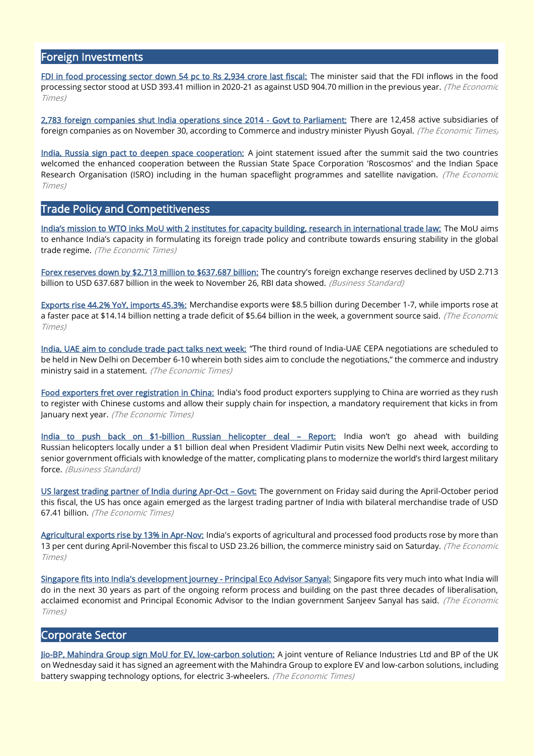## Foreign Investments

**FDI in food processing sector down 54 pc to Rs 2,934 crore last fiscal:** The minister said that the FDI inflows in the food processing sector stood at USD 393.41 million in 2020-21 as against USD 904.70 million in the previous year. *(The Economic Times)*

**2,783 foreign companies shut India operations since 2014 - Govt to Parliament:** There are 12,458 active subsidiaries of foreign companies as on November 30, according to Commerce and industry minister Piyush Goyal. *(The Economic Times)*

**India, Russia sign pact to deepen space cooperation:** A joint statement issued after the summit said the two countries welcomed the enhanced cooperation between the Russian State Space Corporation 'Roscosmos' and the Indian Space Research Organisation (ISRO) including in the human spaceflight programmes and satellite navigation. *(The Economic Times)*

## Trade Policy and Competitiveness

**India's mission to WTO inks MoU with 2 institutes for capacity building, research in international trade law:** The MoU aims to enhance India's capacity in formulating its foreign trade policy and contribute towards ensuring stability in the global trade regime. *(The Economic Times)*

**Forex reserves down by $2.713 million to $637.687 billion:** The country's foreign exchange reserves declined by USD 2.713 billion to USD 637.687 billion in the week to November 26, RBI data showed. *(Business Standard)*

**Exports rise 44.2% YoY, imports 45.3%:** Merchandise exports were $8.5 billion during December 1-7, while imports rose at a faster pace at $14.14 billion netting a trade deficit of $5.64 billion in the week, a government source said. *(The Economic Times)*

**India, UAE aim to conclude trade pact talks next week:** "The third round of India-UAE CEPA negotiations are scheduled to be held in New Delhi on December 6-10 wherein both sides aim to conclude the negotiations," the commerce and industry ministry said in a statement. *(The Economic Times)*

**Food exporters fret over registration in China:** India's food product exporters supplying to China are worried as they rush to register with Chinese customs and allow their supply chain for inspection, a mandatory requirement that kicks in from January next year. *(The Economic Times)*

**India to push back on $1-billion Russian helicopter deal – Report:** India won't go ahead with building Russian helicopters locally under a $1 billion deal when President Vladimir Putin visits New Delhi next week, according to senior government officials with knowledge of the matter, complicating plans to modernize the world's third largest military force. *(Business Standard)*

**US largest trading partner of India during Apr-Oct – Govt:** The government on Friday said during the April-October period this fiscal, the US has once again emerged as the largest trading partner of India with bilateral merchandise trade of USD 67.41 billion. *(The Economic Times)*

**Agricultural exports rise by 13% in Apr-Nov:** India's exports of agricultural and processed food products rose by more than 13 per cent during April-November this fiscal to USD 23.26 billion, the commerce ministry said on Saturday. *(The Economic Times)*

**Singapore fits into India's development journey - Principal Eco Advisor Sanyal:** Singapore fits very much into what India will do in the next 30 years as part of the ongoing reform process and building on the past three decades of liberalisation, acclaimed economist and Principal Economic Advisor to the Indian government Sanjeev Sanyal has said. *(The Economic Times)*

## Corporate Sector

**Jio-BP, Mahindra Group sign MoU for EV, low-carbon solution:** A joint venture of Reliance Industries Ltd and BP of the UK on Wednesday said it has signed an agreement with the Mahindra Group to explore EV and low-carbon solutions, including battery swapping technology options, for electric 3-wheelers. *(The Economic Times)*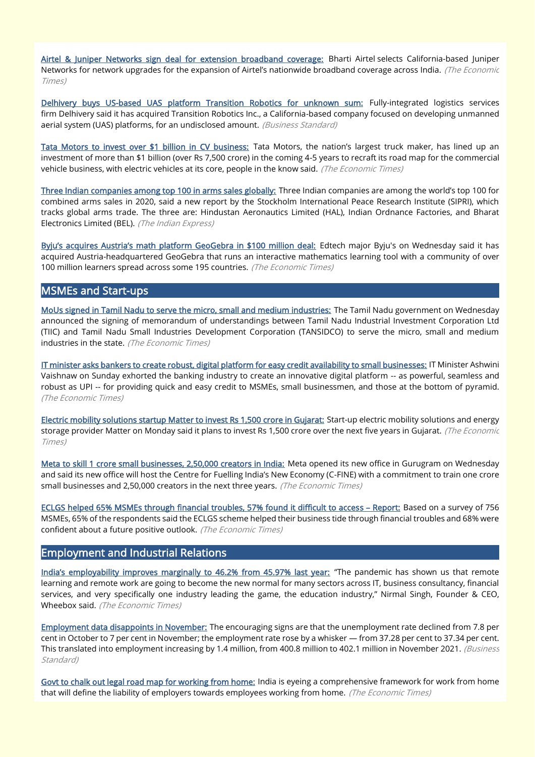**Airtel & Juniper Networks sign deal for extension broadband coverage:** Bharti Airtel selects California-based Juniper Networks for network upgrades for the expansion of Airtel's nationwide broadband coverage across India. *(The Economic Times)*

**Delhivery buys US-based UAS platform Transition Robotics for unknown sum:** Fully-integrated logistics services firm Delhivery said it has acquired Transition Robotics Inc., a California-based company focused on developing unmanned aerial system (UAS) platforms, for an undisclosed amount. *(Business Standard)*

**Tata Motors to invest over $1 billion in CV business:** Tata Motors, the nation's largest truck maker, has lined up an investment of more than $1 billion (over Rs 7,500 crore) in the coming 4-5 years to recraft its road map for the commercial vehicle business, with electric vehicles at its core, people in the know said. *(The Economic Times)*

**Three Indian companies among top 100 in arms sales globally:** Three Indian companies are among the world's top 100 for combined arms sales in 2020, said a new report by the Stockholm International Peace Research Institute (SIPRI), which tracks global arms trade. The three are: Hindustan Aeronautics Limited (HAL), Indian Ordnance Factories, and Bharat Electronics Limited (BEL). *(The Indian Express)*

**Byju's acquires Austria's math platform GeoGebra in $100 million deal:** Edtech major Byju's on Wednesday said it has acquired Austria-headquartered GeoGebra that runs an interactive mathematics learning tool with a community of over 100 million learners spread across some 195 countries. *(The Economic Times)*

## MSMEs and Start-ups

**MoUs signed in Tamil Nadu to serve the micro, small and medium industries:** The Tamil Nadu government on Wednesday announced the signing of memorandum of understandings between Tamil Nadu Industrial Investment Corporation Ltd (TIIC) and Tamil Nadu Small Industries Development Corporation (TANSIDCO) to serve the micro, small and medium industries in the state. *(The Economic Times)*

**IT minister asks bankers to create robust, digital platform for easy credit availability to small businesses:** IT Minister Ashwini Vaishnaw on Sunday exhorted the banking industry to create an innovative digital platform -- as powerful, seamless and robust as UPI -- for providing quick and easy credit to MSMEs, small businessmen, and those at the bottom of pyramid. *(The Economic Times)*

**Electric mobility solutions startup Matter to invest Rs 1,500 crore in Gujarat:** Start-up electric mobility solutions and energy storage provider Matter on Monday said it plans to invest Rs 1,500 crore over the next five years in Gujarat. *(The Economic Times)*

**Meta to skill 1 crore small businesses, 2,50,000 creators in India:** Meta opened its new office in Gurugram on Wednesday and said its new office will host the Centre for Fuelling India's New Economy (C-FINE) with a commitment to train one crore small businesses and 2,50,000 creators in the next three years. *(The Economic Times)*

**ECLGS helped 65% MSMEs through financial troubles, 57% found it difficult to access – Report:** Based on a survey of 756 MSMEs, 65% of the respondents said the ECLGS scheme helped their business tide through financial troubles and 68% were confident about a future positive outlook. *(The Economic Times)*

## Employment and Industrial Relations

**India's employability improves marginally to 46.2% from 45.97% last year:** "The pandemic has shown us that remote learning and remote work are going to become the new normal for many sectors across IT, business consultancy, financial services, and very specifically one industry leading the game, the education industry," Nirmal Singh, Founder & CEO, Wheebox said. *(The Economic Times)*

**Employment data disappoints in November:** The encouraging signs are that the unemployment rate declined from 7.8 per cent in October to 7 per cent in November; the employment rate rose by a whisker — from 37.28 per cent to 37.34 per cent. This translated into employment increasing by 1.4 million, from 400.8 million to 402.1 million in November 2021. *(Business Standard)*

**Govt to chalk out legal road map for working from home:** India is eyeing a comprehensive framework for work from home that will define the liability of employers towards employees working from home. *(The Economic Times)*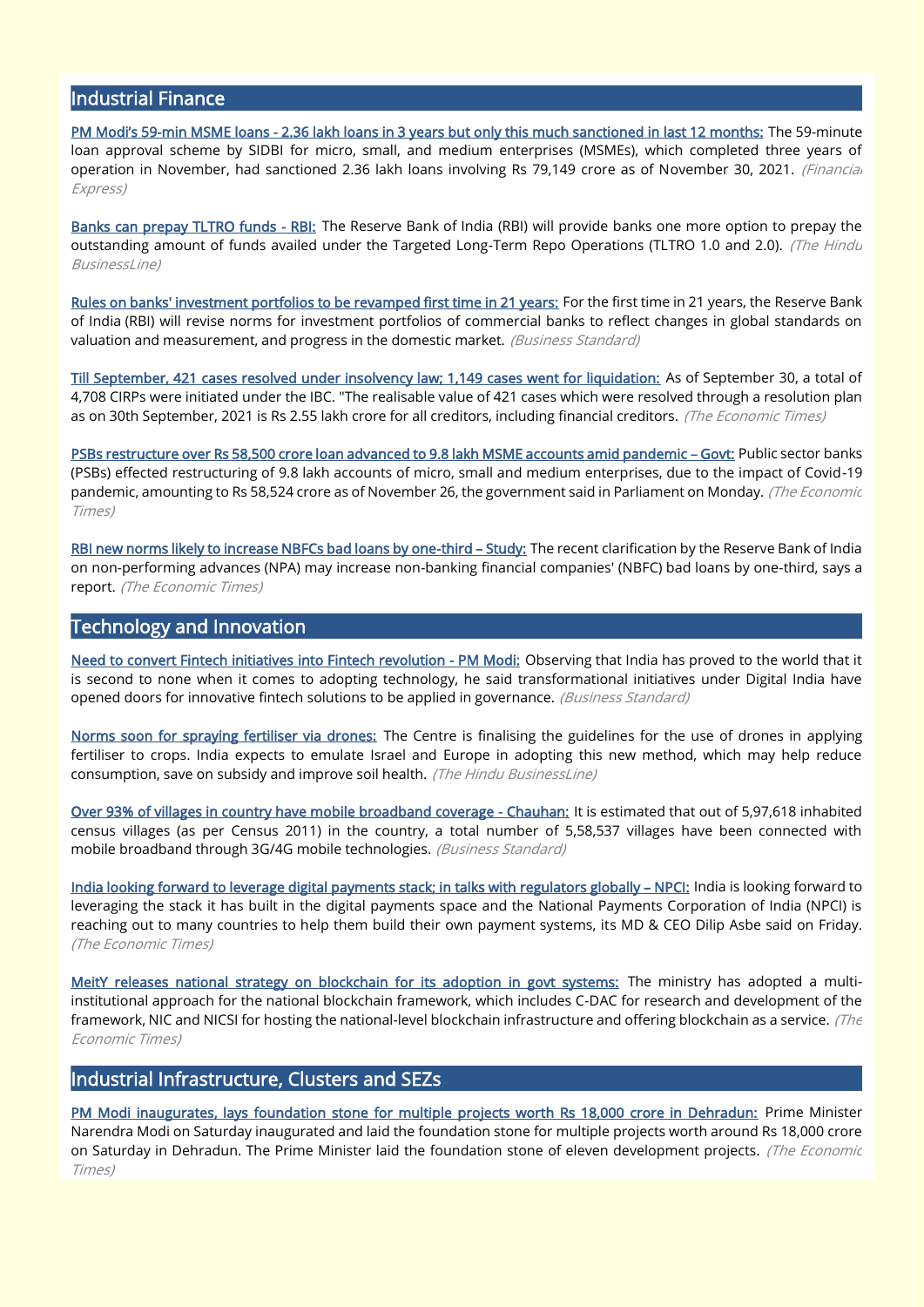## Industrial Finance

**PM Modi's 59-min MSME loans - 2.36 lakh loans in 3 years but only this much sanctioned in last 12 months:** The 59-minute loan approval scheme by SIDBI for micro, small, and medium enterprises (MSMEs), which completed three years of operation in November, had sanctioned 2.36 lakh loans involving Rs 79,149 crore as of November 30, 2021. *(Financial Express)*

**Banks can prepay TLTRO funds - RBI:** The Reserve Bank of India (RBI) will provide banks one more option to prepay the outstanding amount of funds availed under the Targeted Long-Term Repo Operations (TLTRO 1.0 and 2.0). *(The Hindu BusinessLine)*

**Rules on banks' investment portfolios to be revamped first time in 21 years:** For the first time in 21 years, the Reserve Bank of India (RBI) will revise norms for investment portfolios of commercial banks to reflect changes in global standards on valuation and measurement, and progress in the domestic market. *(Business Standard)*

**Till September, 421 cases resolved under insolvency law; 1,149 cases went for liquidation:** As of September 30, a total of 4,708 CIRPs were initiated under the IBC. "The realisable value of 421 cases which were resolved through a resolution plan as on 30th September, 2021 is Rs 2.55 lakh crore for all creditors, including financial creditors. *(The Economic Times)*

**PSBs restructure over Rs 58,500 crore loan advanced to 9.8 lakh MSME accounts amid pandemic – Govt:** Public sector banks (PSBs) effected restructuring of 9.8 lakh accounts of micro, small and medium enterprises, due to the impact of Covid-19 pandemic, amounting to Rs 58,524 crore as of November 26, the government said in Parliament on Monday. *(The Economic Times)*

**RBI new norms likely to increase NBFCs bad loans by one-third – Study:** The recent clarification by the Reserve Bank of India on non-performing advances (NPA) may increase non-banking financial companies' (NBFC) bad loans by one-third, says a report. *(The Economic Times)*

## Technology and Innovation

**Need to convert Fintech initiatives into Fintech revolution - PM Modi:** Observing that India has proved to the world that it is second to none when it comes to adopting technology, he said transformational initiatives under Digital India have opened doors for innovative fintech solutions to be applied in governance. *(Business Standard)*

**Norms soon for spraying fertiliser via drones:** The Centre is finalising the guidelines for the use of drones in applying fertiliser to crops. India expects to emulate Israel and Europe in adopting this new method, which may help reduce consumption, save on subsidy and improve soil health. *(The Hindu BusinessLine)*

**Over 93% of villages in country have mobile broadband coverage - Chauhan:** It is estimated that out of 5,97,618 inhabited census villages (as per Census 2011) in the country, a total number of 5,58,537 villages have been connected with mobile broadband through 3G/4G mobile technologies. *(Business Standard)*

**India looking forward to leverage digital payments stack; in talks with regulators globally – NPCI:** India is looking forward to leveraging the stack it has built in the digital payments space and the National Payments Corporation of India (NPCI) is reaching out to many countries to help them build their own payment systems, its MD & CEO Dilip Asbe said on Friday. *(The Economic Times)*

**MeitY releases national strategy on blockchain for its adoption in govt systems:** The ministry has adopted a multi-institutional approach for the national blockchain framework, which includes C-DAC for research and development of the framework, NIC and NICSI for hosting the national-level blockchain infrastructure and offering blockchain as a service. *(The Economic Times)*

## Industrial Infrastructure, Clusters and SEZs

**PM Modi inaugurates, lays foundation stone for multiple projects worth Rs 18,000 crore in Dehradun:** Prime Minister Narendra Modi on Saturday inaugurated and laid the foundation stone for multiple projects worth around Rs 18,000 crore on Saturday in Dehradun. The Prime Minister laid the foundation stone of eleven development projects. *(The Economic Times)*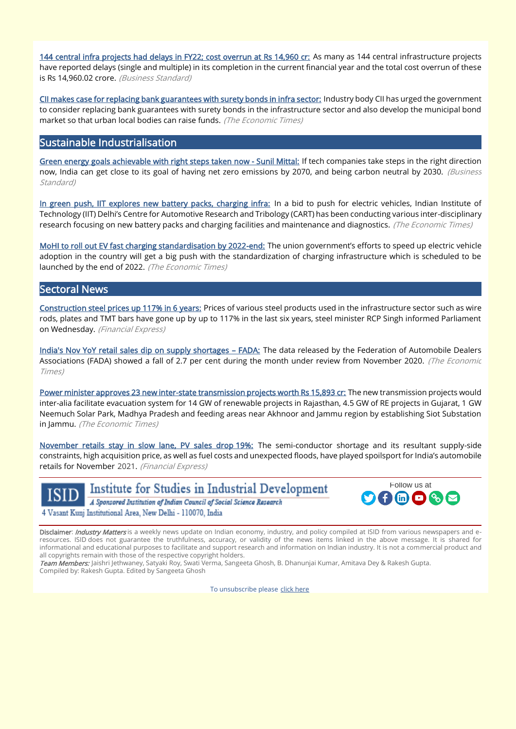**144 central infra projects had delays in FY22; cost overrun at Rs 14,960 cr:** As many as 144 central infrastructure projects have reported delays (single and multiple) in its completion in the current financial year and the total cost overrun of these is Rs 14,960.02 crore. *(Business Standard)*

**CII makes case for replacing bank guarantees with surety bonds in infra sector:** Industry body CII has urged the government to consider replacing bank guarantees with surety bonds in the infrastructure sector and also develop the municipal bond market so that urban local bodies can raise funds. *(The Economic Times)*

## Sustainable Industrialisation

**Green energy goals achievable with right steps taken now - Sunil Mittal:** If tech companies take steps in the right direction now, India can get close to its goal of having net zero emissions by 2070, and being carbon neutral by 2030. *(Business Standard)*

**In green push, IIT explores new battery packs, charging infra:** In a bid to push for electric vehicles, Indian Institute of Technology (IIT) Delhi's Centre for Automotive Research and Tribology (CART) has been conducting various inter-disciplinary research focusing on new battery packs and charging facilities and maintenance and diagnostics. *(The Economic Times)*

**MoHI to roll out EV fast charging standardisation by 2022-end:** The union government's efforts to speed up electric vehicle adoption in the country will get a big push with the standardization of charging infrastructure which is scheduled to be launched by the end of 2022. *(The Economic Times)*

## Sectoral News

**Construction steel prices up 117% in 6 years:** Prices of various steel products used in the infrastructure sector such as wire rods, plates and TMT bars have gone up by up to 117% in the last six years, steel minister RCP Singh informed Parliament on Wednesday. *(Financial Express)*

**India's Nov YoY retail sales dip on supply shortages – FADA:** The data released by the Federation of Automobile Dealers Associations (FADA) showed a fall of 2.7 per cent during the month under review from November 2020. *(The Economic Times)*

**Power minister approves 23 new inter-state transmission projects worth Rs 15,893 cr:** The new transmission projects would inter-alia facilitate evacuation system for 14 GW of renewable projects in Rajasthan, 4.5 GW of RE projects in Gujarat, 1 GW Neemuch Solar Park, Madhya Pradesh and feeding areas near Akhnoor and Jammu region by establishing Siot Substation in Jammu. *(The Economic Times)*

**November retails stay in slow lane, PV sales drop 19%:** The semi-conductor shortage and its resultant supply-side constraints, high acquisition price, as well as fuel costs and unexpected floods, have played spoilsport for India's automobile retails for November 2021. *(Financial Express)*

---

**ISID Institute for Studies in Industrial Development**
*A Sponsored Institution of Indian Council of Social Science Research*
4 Vasant Kunj Institutional Area, New Delhi - 110070, India

Follow us at

---

Disclaimer: *Industry Matters* is a weekly news update on Indian economy, industry, and policy compiled at ISID from various newspapers and e-resources. ISID does not guarantee the truthfulness, accuracy, or validity of the news items linked in the above message. It is shared for informational and educational purposes to facilitate and support research and information on Indian industry. It is not a commercial product and all copyrights remain with those of the respective copyright holders.

*Team Members:* Jaishri Jethwaney, Satyaki Roy, Swati Verma, Sangeeta Ghosh, B. Dhanunjai Kumar, Amitava Dey & Rakesh Gupta.
Compiled by: Rakesh Gupta. Edited by Sangeeta Ghosh

To unsubscribe please click here